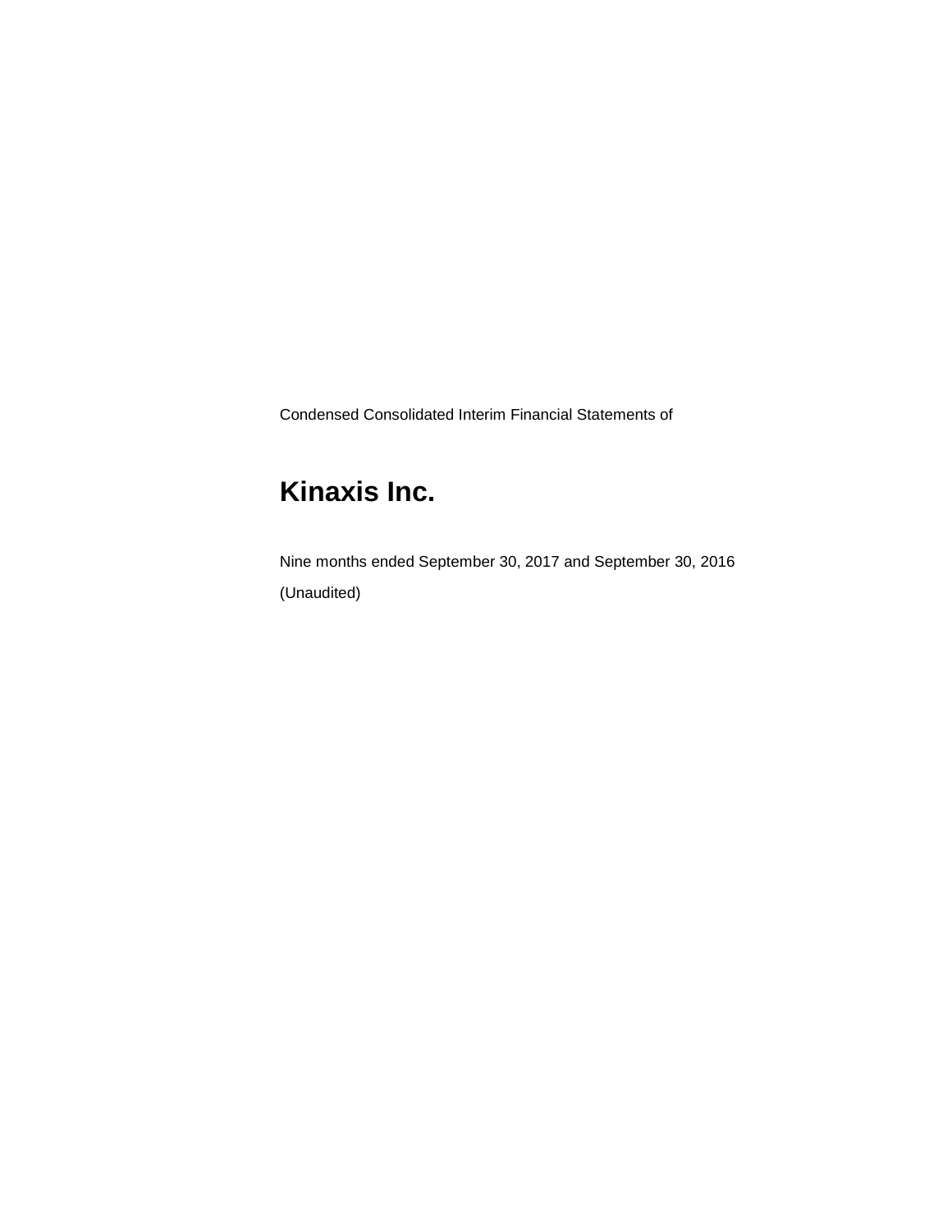Condensed Consolidated Interim Financial Statements of

# Kinaxis Inc.

Nine months ended September 30, 2017 and September 30, 2016

(Unaudited)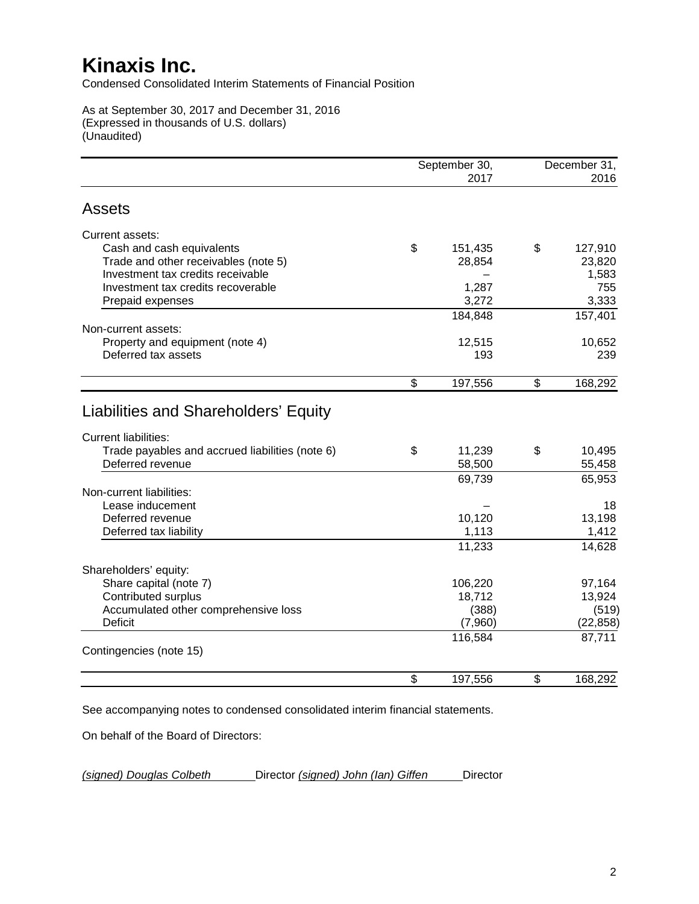# Kinaxis Inc.

Condensed Consolidated Interim Statements of Financial Position

As at September 30, 2017 and December 31, 2016
(Expressed in thousands of U.S. dollars)
(Unaudited)

| | September 30, 2017 | December 31, 2016 |
|---|---|---|
| **Assets** | | |
| Current assets: | | |
| Cash and cash equivalents | $ 151,435 | $ 127,910 |
| Trade and other receivables (note 5) | 28,854 | 23,820 |
| Investment tax credits receivable | – | 1,583 |
| Investment tax credits recoverable | 1,287 | 755 |
| Prepaid expenses | 3,272 | 3,333 |
| | 184,848 | 157,401 |
| Non-current assets: | | |
| Property and equipment (note 4) | 12,515 | 10,652 |
| Deferred tax assets | 193 | 239 |
| | $ 197,556 | $ 168,292 |
| **Liabilities and Shareholders' Equity** | | |
| Current liabilities: | | |
| Trade payables and accrued liabilities (note 6) | $ 11,239 | $ 10,495 |
| Deferred revenue | 58,500 | 55,458 |
| | 69,739 | 65,953 |
| Non-current liabilities: | | |
| Lease inducement | – | 18 |
| Deferred revenue | 10,120 | 13,198 |
| Deferred tax liability | 1,113 | 1,412 |
| | 11,233 | 14,628 |
| Shareholders' equity: | | |
| Share capital (note 7) | 106,220 | 97,164 |
| Contributed surplus | 18,712 | 13,924 |
| Accumulated other comprehensive loss | (388) | (519) |
| Deficit | (7,960) | (22,858) |
| | 116,584 | 87,711 |
| Contingencies (note 15) | | |
| | $ 197,556 | $ 168,292 |

See accompanying notes to condensed consolidated interim financial statements.

On behalf of the Board of Directors:

*(signed) Douglas Colbeth* Director *(signed) John (Ian) Giffen* Director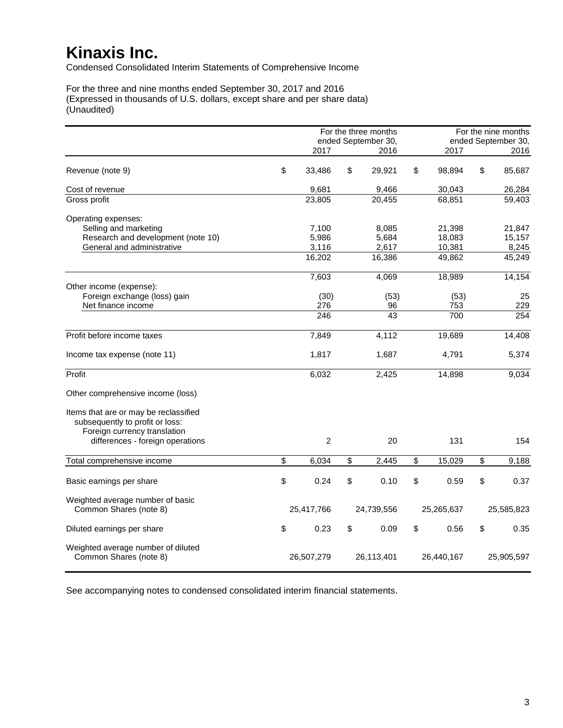# Kinaxis Inc.

Condensed Consolidated Interim Statements of Comprehensive Income

For the three and nine months ended September 30, 2017 and 2016
(Expressed in thousands of U.S. dollars, except share and per share data)
(Unaudited)

| | For the three months ended September 30, 2017 | For the three months ended September 30, 2016 | For the nine months ended September 30, 2017 | For the nine months ended September 30, 2016 |
|---|---|---|---|---|
| Revenue (note 9) | $ 33,486 | $ 29,921 | $ 98,894 | $ 85,687 |
| Cost of revenue | 9,681 | 9,466 | 30,043 | 26,284 |
| Gross profit | 23,805 | 20,455 | 68,851 | 59,403 |
| Operating expenses: | | | | |
| Selling and marketing | 7,100 | 8,085 | 21,398 | 21,847 |
| Research and development (note 10) | 5,986 | 5,684 | 18,083 | 15,157 |
| General and administrative | 3,116 | 2,617 | 10,381 | 8,245 |
| | 16,202 | 16,386 | 49,862 | 45,249 |
| | 7,603 | 4,069 | 18,989 | 14,154 |
| Other income (expense): | | | | |
| Foreign exchange (loss) gain | (30) | (53) | (53) | 25 |
| Net finance income | 276 | 96 | 753 | 229 |
| | 246 | 43 | 700 | 254 |
| Profit before income taxes | 7,849 | 4,112 | 19,689 | 14,408 |
| Income tax expense (note 11) | 1,817 | 1,687 | 4,791 | 5,374 |
| Profit | 6,032 | 2,425 | 14,898 | 9,034 |
| Other comprehensive income (loss) | | | | |
| Items that are or may be reclassified subsequently to profit or loss: | | | | |
| Foreign currency translation differences - foreign operations | 2 | 20 | 131 | 154 |
| Total comprehensive income | $ 6,034 | $ 2,445 | $ 15,029 | $ 9,188 |
| Basic earnings per share | $ 0.24 | $ 0.10 | $ 0.59 | $ 0.37 |
| Weighted average number of basic Common Shares (note 8) | 25,417,766 | 24,739,556 | 25,265,637 | 25,585,823 |
| Diluted earnings per share | $ 0.23 | $ 0.09 | $ 0.56 | $ 0.35 |
| Weighted average number of diluted Common Shares (note 8) | 26,507,279 | 26,113,401 | 26,440,167 | 25,905,597 |

See accompanying notes to condensed consolidated interim financial statements.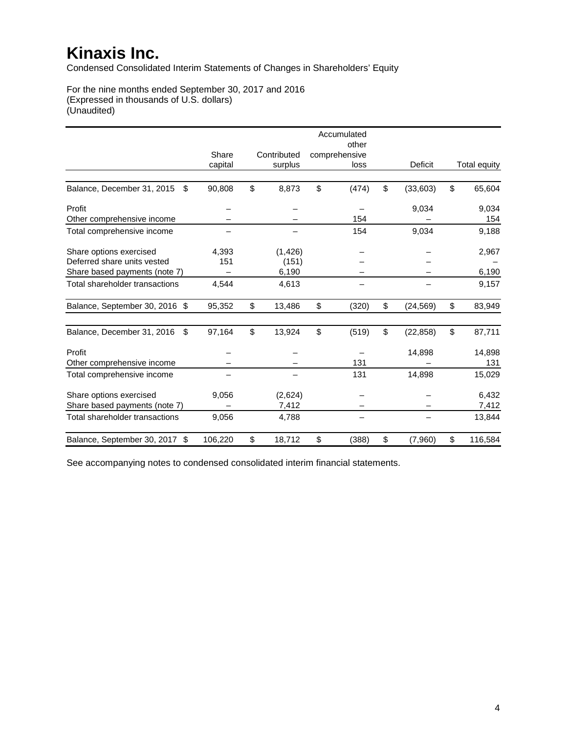# Kinaxis Inc.

Condensed Consolidated Interim Statements of Changes in Shareholders' Equity

For the nine months ended September 30, 2017 and 2016
(Expressed in thousands of U.S. dollars)
(Unaudited)

| | Share capital | Contributed surplus | Accumulated other comprehensive loss | Deficit | Total equity |
|---|---|---|---|---|---|
| Balance, December 31, 2015 | $ 90,808 | $ 8,873 | $ (474) | $ (33,603) | $ 65,604 |
| Profit | – | – | – | 9,034 | 9,034 |
| Other comprehensive income | – | – | 154 | – | 154 |
| Total comprehensive income | – | – | 154 | 9,034 | 9,188 |
| Share options exercised | 4,393 | (1,426) | – | – | 2,967 |
| Deferred share units vested | 151 | (151) | – | – | – |
| Share based payments (note 7) | – | 6,190 | – | – | 6,190 |
| Total shareholder transactions | 4,544 | 4,613 | – | – | 9,157 |
| Balance, September 30, 2016 | $ 95,352 | $ 13,486 | $ (320) | $ (24,569) | $ 83,949 |
| Balance, December 31, 2016 | $ 97,164 | $ 13,924 | $ (519) | $ (22,858) | $ 87,711 |
| Profit | – | – | – | 14,898 | 14,898 |
| Other comprehensive income | – | – | 131 | – | 131 |
| Total comprehensive income | – | – | 131 | 14,898 | 15,029 |
| Share options exercised | 9,056 | (2,624) | – | – | 6,432 |
| Share based payments (note 7) | – | 7,412 | – | – | 7,412 |
| Total shareholder transactions | 9,056 | 4,788 | – | – | 13,844 |
| Balance, September 30, 2017 | $ 106,220 | $ 18,712 | $ (388) | $ (7,960) | $ 116,584 |

See accompanying notes to condensed consolidated interim financial statements.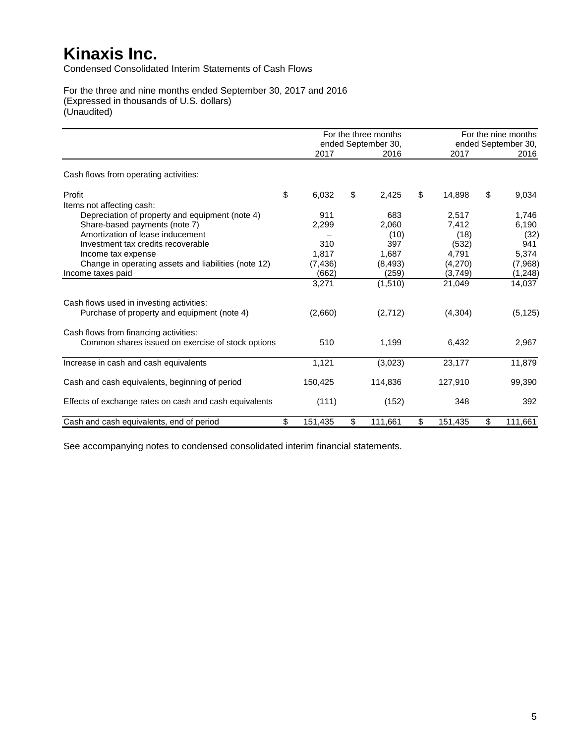# Kinaxis Inc.

Condensed Consolidated Interim Statements of Cash Flows

For the three and nine months ended September 30, 2017 and 2016
(Expressed in thousands of U.S. dollars)
(Unaudited)

| | For the three months ended September 30, 2017 | For the three months ended September 30, 2016 | For the nine months ended September 30, 2017 | For the nine months ended September 30, 2016 |
|---|---|---|---|---|
| Cash flows from operating activities: | | | | |
| Profit | $ 6,032 | $ 2,425 | $ 14,898 | $ 9,034 |
| Items not affecting cash: | | | | |
| Depreciation of property and equipment (note 4) | 911 | 683 | 2,517 | 1,746 |
| Share-based payments (note 7) | 2,299 | 2,060 | 7,412 | 6,190 |
| Amortization of lease inducement | – | (10) | (18) | (32) |
| Investment tax credits recoverable | 310 | 397 | (532) | 941 |
| Income tax expense | 1,817 | 1,687 | 4,791 | 5,374 |
| Change in operating assets and liabilities (note 12) | (7,436) | (8,493) | (4,270) | (7,968) |
| Income taxes paid | (662) | (259) | (3,749) | (1,248) |
| | 3,271 | (1,510) | 21,049 | 14,037 |
| Cash flows used in investing activities: | | | | |
| Purchase of property and equipment (note 4) | (2,660) | (2,712) | (4,304) | (5,125) |
| Cash flows from financing activities: | | | | |
| Common shares issued on exercise of stock options | 510 | 1,199 | 6,432 | 2,967 |
| Increase in cash and cash equivalents | 1,121 | (3,023) | 23,177 | 11,879 |
| Cash and cash equivalents, beginning of period | 150,425 | 114,836 | 127,910 | 99,390 |
| Effects of exchange rates on cash and cash equivalents | (111) | (152) | 348 | 392 |
| Cash and cash equivalents, end of period | $ 151,435 | $ 111,661 | $ 151,435 | $ 111,661 |

See accompanying notes to condensed consolidated interim financial statements.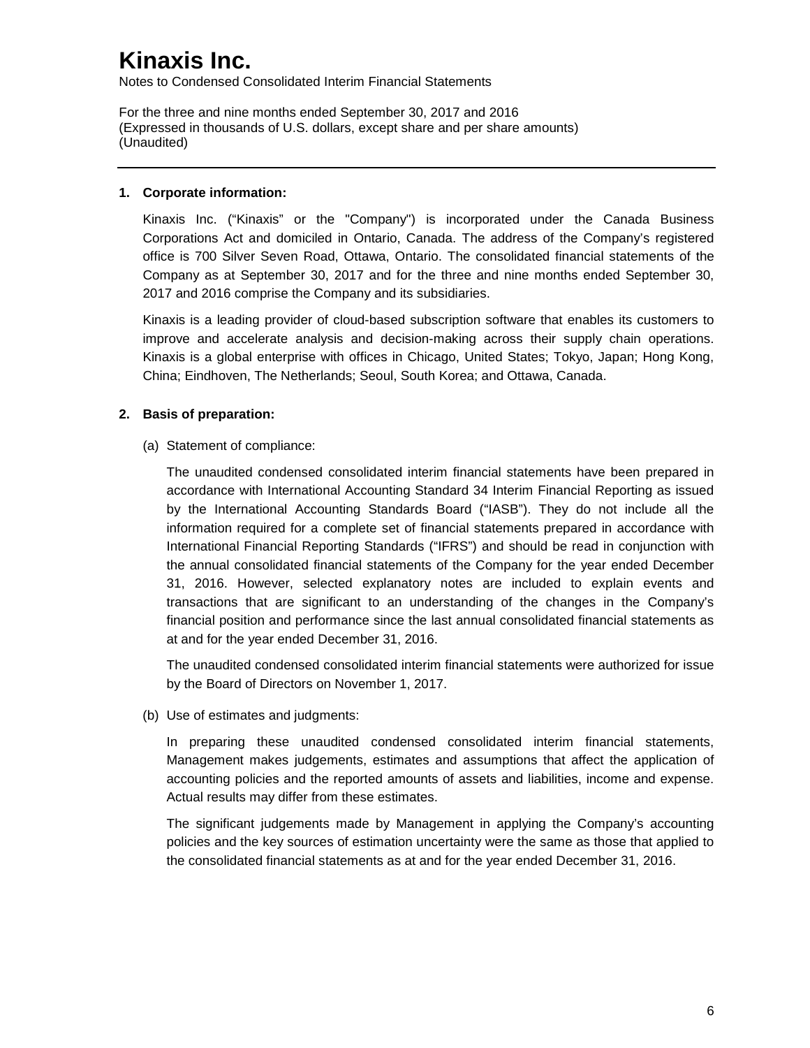# Kinaxis Inc.

Notes to Condensed Consolidated Interim Financial Statements

For the three and nine months ended September 30, 2017 and 2016
(Expressed in thousands of U.S. dollars, except share and per share amounts)
(Unaudited)

---

**1. Corporate information:**

Kinaxis Inc. ("Kinaxis" or the "Company") is incorporated under the Canada Business Corporations Act and domiciled in Ontario, Canada. The address of the Company's registered office is 700 Silver Seven Road, Ottawa, Ontario. The consolidated financial statements of the Company as at September 30, 2017 and for the three and nine months ended September 30, 2017 and 2016 comprise the Company and its subsidiaries.

Kinaxis is a leading provider of cloud-based subscription software that enables its customers to improve and accelerate analysis and decision-making across their supply chain operations. Kinaxis is a global enterprise with offices in Chicago, United States; Tokyo, Japan; Hong Kong, China; Eindhoven, The Netherlands; Seoul, South Korea; and Ottawa, Canada.

**2. Basis of preparation:**

(a) Statement of compliance:

The unaudited condensed consolidated interim financial statements have been prepared in accordance with International Accounting Standard 34 Interim Financial Reporting as issued by the International Accounting Standards Board ("IASB"). They do not include all the information required for a complete set of financial statements prepared in accordance with International Financial Reporting Standards ("IFRS") and should be read in conjunction with the annual consolidated financial statements of the Company for the year ended December 31, 2016. However, selected explanatory notes are included to explain events and transactions that are significant to an understanding of the changes in the Company's financial position and performance since the last annual consolidated financial statements as at and for the year ended December 31, 2016.

The unaudited condensed consolidated interim financial statements were authorized for issue by the Board of Directors on November 1, 2017.

(b) Use of estimates and judgments:

In preparing these unaudited condensed consolidated interim financial statements, Management makes judgements, estimates and assumptions that affect the application of accounting policies and the reported amounts of assets and liabilities, income and expense. Actual results may differ from these estimates.

The significant judgements made by Management in applying the Company's accounting policies and the key sources of estimation uncertainty were the same as those that applied to the consolidated financial statements as at and for the year ended December 31, 2016.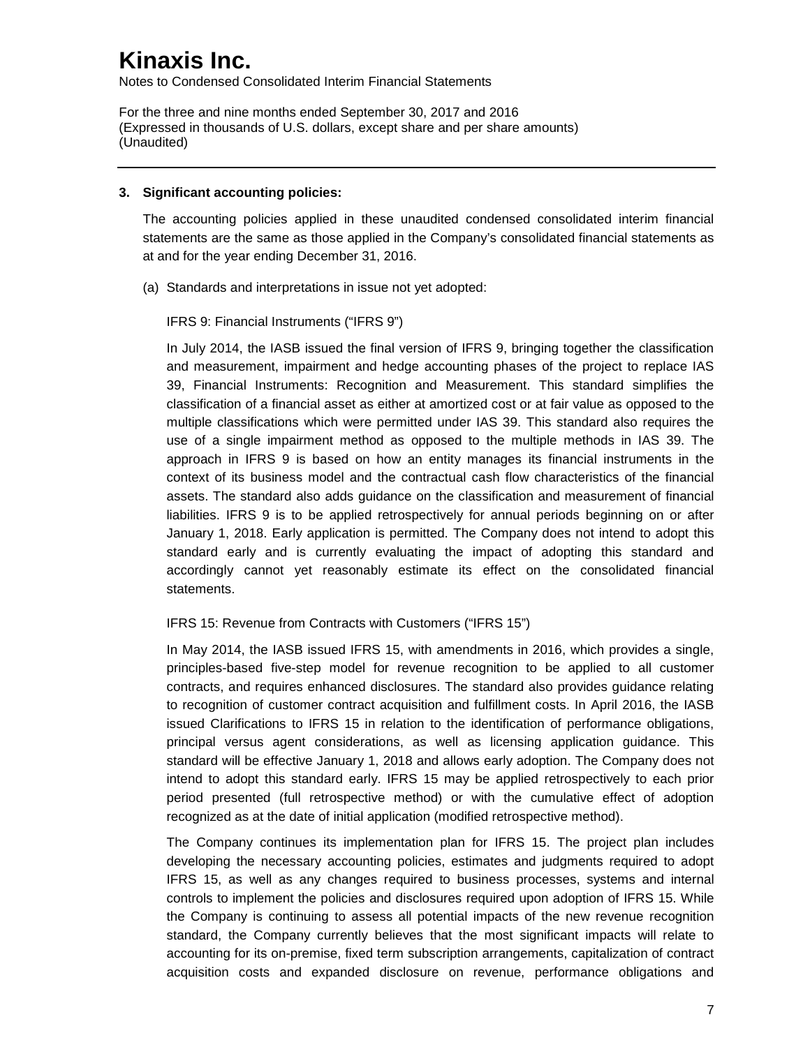# Kinaxis Inc.

Notes to Condensed Consolidated Interim Financial Statements

For the three and nine months ended September 30, 2017 and 2016
(Expressed in thousands of U.S. dollars, except share and per share amounts)
(Unaudited)

---

## 3. Significant accounting policies:

The accounting policies applied in these unaudited condensed consolidated interim financial statements are the same as those applied in the Company's consolidated financial statements as at and for the year ending December 31, 2016.

(a) Standards and interpretations in issue not yet adopted:

IFRS 9: Financial Instruments ("IFRS 9")

In July 2014, the IASB issued the final version of IFRS 9, bringing together the classification and measurement, impairment and hedge accounting phases of the project to replace IAS 39, Financial Instruments: Recognition and Measurement. This standard simplifies the classification of a financial asset as either at amortized cost or at fair value as opposed to the multiple classifications which were permitted under IAS 39. This standard also requires the use of a single impairment method as opposed to the multiple methods in IAS 39. The approach in IFRS 9 is based on how an entity manages its financial instruments in the context of its business model and the contractual cash flow characteristics of the financial assets. The standard also adds guidance on the classification and measurement of financial liabilities. IFRS 9 is to be applied retrospectively for annual periods beginning on or after January 1, 2018. Early application is permitted. The Company does not intend to adopt this standard early and is currently evaluating the impact of adopting this standard and accordingly cannot yet reasonably estimate its effect on the consolidated financial statements.

IFRS 15: Revenue from Contracts with Customers ("IFRS 15")

In May 2014, the IASB issued IFRS 15, with amendments in 2016, which provides a single, principles-based five-step model for revenue recognition to be applied to all customer contracts, and requires enhanced disclosures. The standard also provides guidance relating to recognition of customer contract acquisition and fulfillment costs. In April 2016, the IASB issued Clarifications to IFRS 15 in relation to the identification of performance obligations, principal versus agent considerations, as well as licensing application guidance. This standard will be effective January 1, 2018 and allows early adoption. The Company does not intend to adopt this standard early. IFRS 15 may be applied retrospectively to each prior period presented (full retrospective method) or with the cumulative effect of adoption recognized as at the date of initial application (modified retrospective method).

The Company continues its implementation plan for IFRS 15. The project plan includes developing the necessary accounting policies, estimates and judgments required to adopt IFRS 15, as well as any changes required to business processes, systems and internal controls to implement the policies and disclosures required upon adoption of IFRS 15. While the Company is continuing to assess all potential impacts of the new revenue recognition standard, the Company currently believes that the most significant impacts will relate to accounting for its on-premise, fixed term subscription arrangements, capitalization of contract acquisition costs and expanded disclosure on revenue, performance obligations and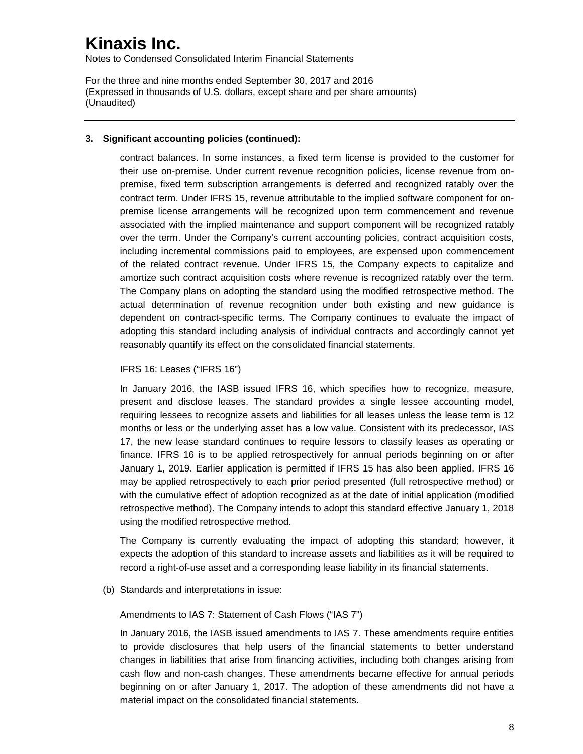### 3. Significant accounting policies (continued):

contract balances. In some instances, a fixed term license is provided to the customer for their use on-premise. Under current revenue recognition policies, license revenue from on-premise, fixed term subscription arrangements is deferred and recognized ratably over the contract term. Under IFRS 15, revenue attributable to the implied software component for on-premise license arrangements will be recognized upon term commencement and revenue associated with the implied maintenance and support component will be recognized ratably over the term. Under the Company's current accounting policies, contract acquisition costs, including incremental commissions paid to employees, are expensed upon commencement of the related contract revenue. Under IFRS 15, the Company expects to capitalize and amortize such contract acquisition costs where revenue is recognized ratably over the term. The Company plans on adopting the standard using the modified retrospective method. The actual determination of revenue recognition under both existing and new guidance is dependent on contract-specific terms. The Company continues to evaluate the impact of adopting this standard including analysis of individual contracts and accordingly cannot yet reasonably quantify its effect on the consolidated financial statements.

IFRS 16: Leases ("IFRS 16")

In January 2016, the IASB issued IFRS 16, which specifies how to recognize, measure, present and disclose leases. The standard provides a single lessee accounting model, requiring lessees to recognize assets and liabilities for all leases unless the lease term is 12 months or less or the underlying asset has a low value. Consistent with its predecessor, IAS 17, the new lease standard continues to require lessors to classify leases as operating or finance. IFRS 16 is to be applied retrospectively for annual periods beginning on or after January 1, 2019. Earlier application is permitted if IFRS 15 has also been applied. IFRS 16 may be applied retrospectively to each prior period presented (full retrospective method) or with the cumulative effect of adoption recognized as at the date of initial application (modified retrospective method). The Company intends to adopt this standard effective January 1, 2018 using the modified retrospective method.

The Company is currently evaluating the impact of adopting this standard; however, it expects the adoption of this standard to increase assets and liabilities as it will be required to record a right-of-use asset and a corresponding lease liability in its financial statements.

(b) Standards and interpretations in issue:

Amendments to IAS 7: Statement of Cash Flows ("IAS 7")

In January 2016, the IASB issued amendments to IAS 7. These amendments require entities to provide disclosures that help users of the financial statements to better understand changes in liabilities that arise from financing activities, including both changes arising from cash flow and non-cash changes. These amendments became effective for annual periods beginning on or after January 1, 2017. The adoption of these amendments did not have a material impact on the consolidated financial statements.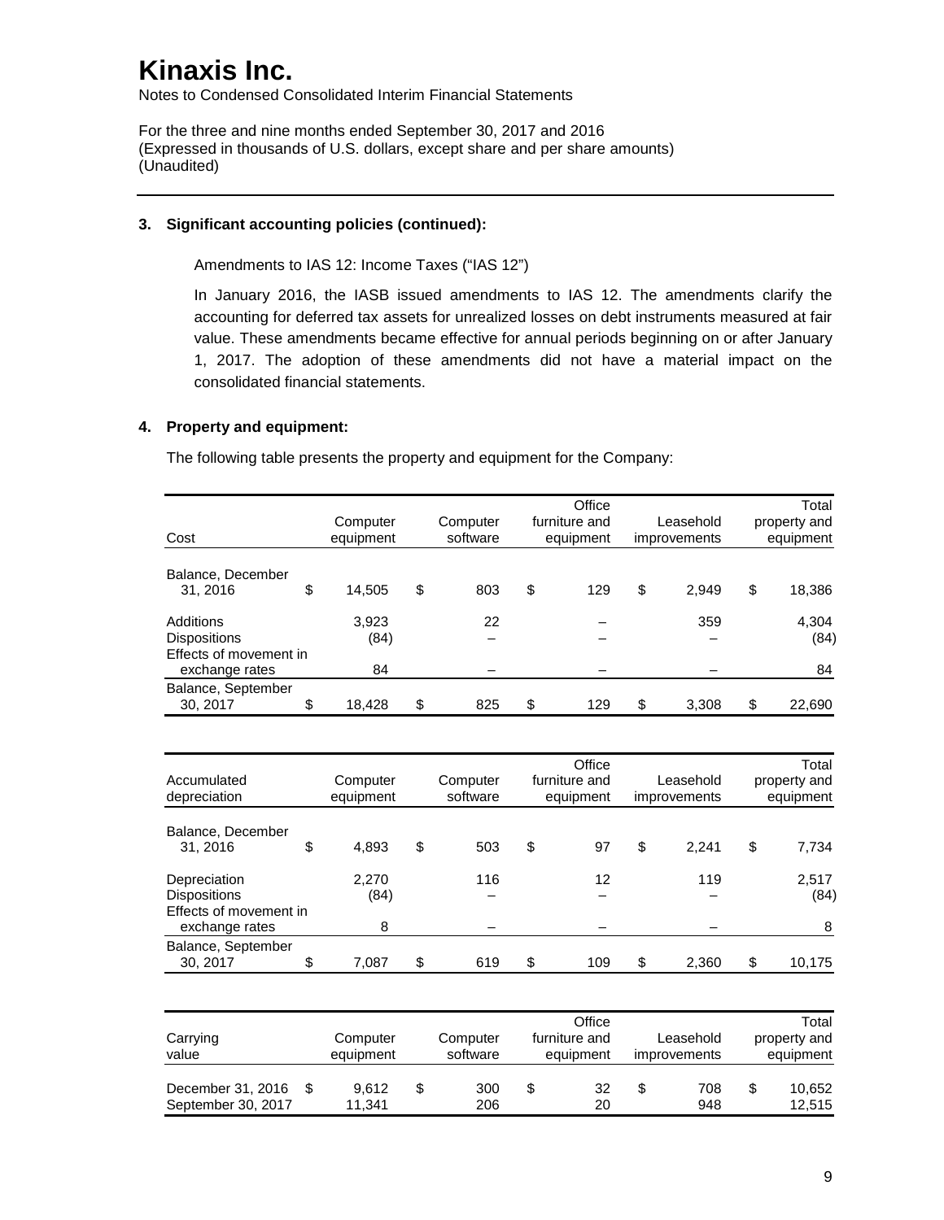# Kinaxis Inc.

Notes to Condensed Consolidated Interim Financial Statements

For the three and nine months ended September 30, 2017 and 2016
(Expressed in thousands of U.S. dollars, except share and per share amounts)
(Unaudited)

---

**3. Significant accounting policies (continued):**

Amendments to IAS 12: Income Taxes ("IAS 12")

In January 2016, the IASB issued amendments to IAS 12. The amendments clarify the accounting for deferred tax assets for unrealized losses on debt instruments measured at fair value. These amendments became effective for annual periods beginning on or after January 1, 2017. The adoption of these amendments did not have a material impact on the consolidated financial statements.

**4. Property and equipment:**

The following table presents the property and equipment for the Company:

| Cost | Computer equipment | Computer software | Office furniture and equipment | Leasehold improvements | Total property and equipment |
|---|---|---|---|---|---|
| Balance, December 31, 2016 | $ 14,505 | $ 803 | $ 129 | $ 2,949 | $ 18,386 |
| Additions | 3,923 | 22 | – | 359 | 4,304 |
| Dispositions | (84) | – | – | – | (84) |
| Effects of movement in exchange rates | 84 | – | – | – | 84 |
| Balance, September 30, 2017 | $ 18,428 | $ 825 | $ 129 | $ 3,308 | $ 22,690 |

| Accumulated depreciation | Computer equipment | Computer software | Office furniture and equipment | Leasehold improvements | Total property and equipment |
|---|---|---|---|---|---|
| Balance, December 31, 2016 | $ 4,893 | $ 503 | $ 97 | $ 2,241 | $ 7,734 |
| Depreciation | 2,270 | 116 | 12 | 119 | 2,517 |
| Dispositions | (84) | – | – | – | (84) |
| Effects of movement in exchange rates | 8 | – | – | – | 8 |
| Balance, September 30, 2017 | $ 7,087 | $ 619 | $ 109 | $ 2,360 | $ 10,175 |

| Carrying value | Computer equipment | Computer software | Office furniture and equipment | Leasehold improvements | Total property and equipment |
|---|---|---|---|---|---|
| December 31, 2016 | $ 9,612 | $ 300 | $ 32 | $ 708 | $ 10,652 |
| September 30, 2017 | 11,341 | 206 | 20 | 948 | 12,515 |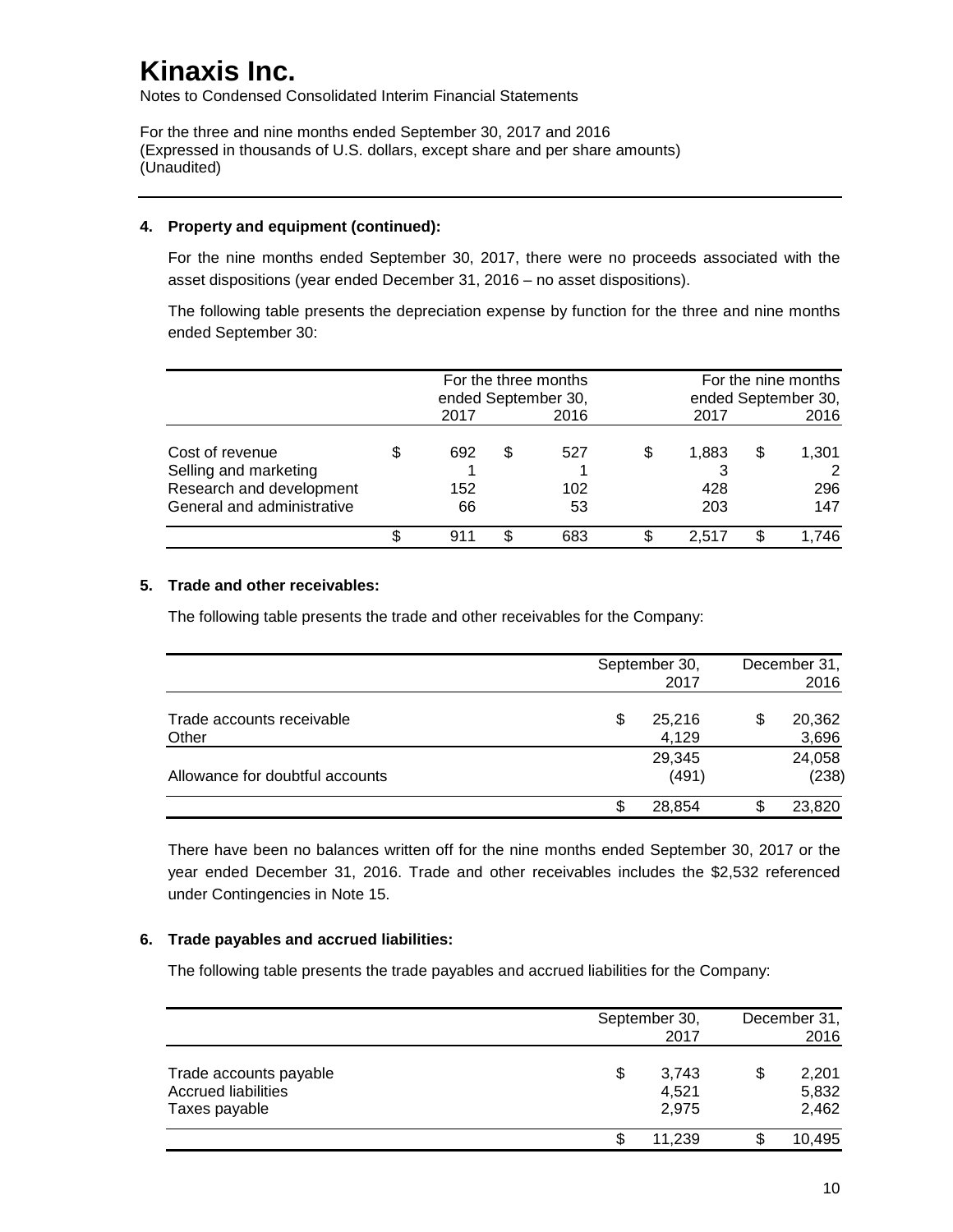# Kinaxis Inc.

Notes to Condensed Consolidated Interim Financial Statements

For the three and nine months ended September 30, 2017 and 2016
(Expressed in thousands of U.S. dollars, except share and per share amounts)
(Unaudited)

---

### 4. Property and equipment (continued):

For the nine months ended September 30, 2017, there were no proceeds associated with the asset dispositions (year ended December 31, 2016 – no asset dispositions).

The following table presents the depreciation expense by function for the three and nine months ended September 30:

| | For the three months ended September 30, | | For the nine months ended September 30, | |
|---|---|---|---|---|
| | 2017 | 2016 | 2017 | 2016 |
| Cost of revenue | $ 692 | $ 527 | $ 1,883 | $ 1,301 |
| Selling and marketing | 1 | 1 | 3 | 2 |
| Research and development | 152 | 102 | 428 | 296 |
| General and administrative | 66 | 53 | 203 | 147 |
| | $ 911 | $ 683 | $ 2,517 | $ 1,746 |

### 5. Trade and other receivables:

The following table presents the trade and other receivables for the Company:

| | September 30, 2017 | December 31, 2016 |
|---|---|---|
| Trade accounts receivable | $ 25,216 | $ 20,362 |
| Other | 4,129 | 3,696 |
| | 29,345 | 24,058 |
| Allowance for doubtful accounts | (491) | (238) |
| | $ 28,854 | $ 23,820 |

There have been no balances written off for the nine months ended September 30, 2017 or the year ended December 31, 2016. Trade and other receivables includes the $2,532 referenced under Contingencies in Note 15.

### 6. Trade payables and accrued liabilities:

The following table presents the trade payables and accrued liabilities for the Company:

| | September 30, 2017 | December 31, 2016 |
|---|---|---|
| Trade accounts payable | $ 3,743 | $ 2,201 |
| Accrued liabilities | 4,521 | 5,832 |
| Taxes payable | 2,975 | 2,462 |
| | $ 11,239 | $ 10,495 |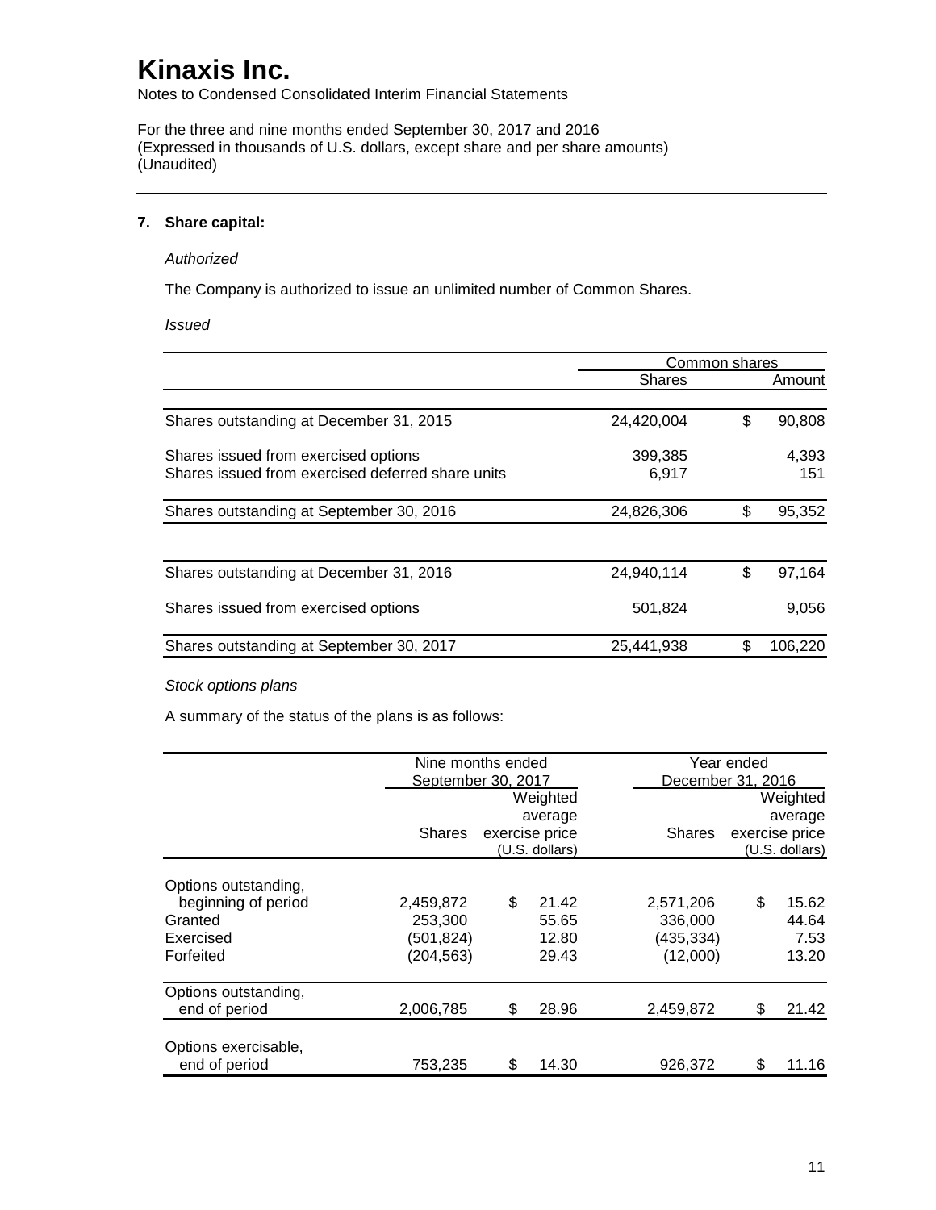# Kinaxis Inc.

Notes to Condensed Consolidated Interim Financial Statements

For the three and nine months ended September 30, 2017 and 2016
(Expressed in thousands of U.S. dollars, except share and per share amounts)
(Unaudited)

**7. Share capital:**

*Authorized*

The Company is authorized to issue an unlimited number of Common Shares.

*Issued*

| | Common shares | |
|---|---|---|
| | Shares | Amount |
| Shares outstanding at December 31, 2015 | 24,420,004 | $ 90,808 |
| Shares issued from exercised options | 399,385 | 4,393 |
| Shares issued from exercised deferred share units | 6,917 | 151 |
| Shares outstanding at September 30, 2016 | 24,826,306 | $ 95,352 |
| | | |
| Shares outstanding at December 31, 2016 | 24,940,114 | $ 97,164 |
| Shares issued from exercised options | 501,824 | 9,056 |
| Shares outstanding at September 30, 2017 | 25,441,938 | $ 106,220 |

*Stock options plans*

A summary of the status of the plans is as follows:

| | Nine months ended September 30, 2017 | | Year ended December 31, 2016 | |
|---|---|---|---|---|
| | Shares | Weighted average exercise price (U.S. dollars) | Shares | Weighted average exercise price (U.S. dollars) |
| Options outstanding, beginning of period | 2,459,872 | $ 21.42 | 2,571,206 | $ 15.62 |
| Granted | 253,300 | 55.65 | 336,000 | 44.64 |
| Exercised | (501,824) | 12.80 | (435,334) | 7.53 |
| Forfeited | (204,563) | 29.43 | (12,000) | 13.20 |
| Options outstanding, end of period | 2,006,785 | $ 28.96 | 2,459,872 | $ 21.42 |
| Options exercisable, end of period | 753,235 | $ 14.30 | 926,372 | $ 11.16 |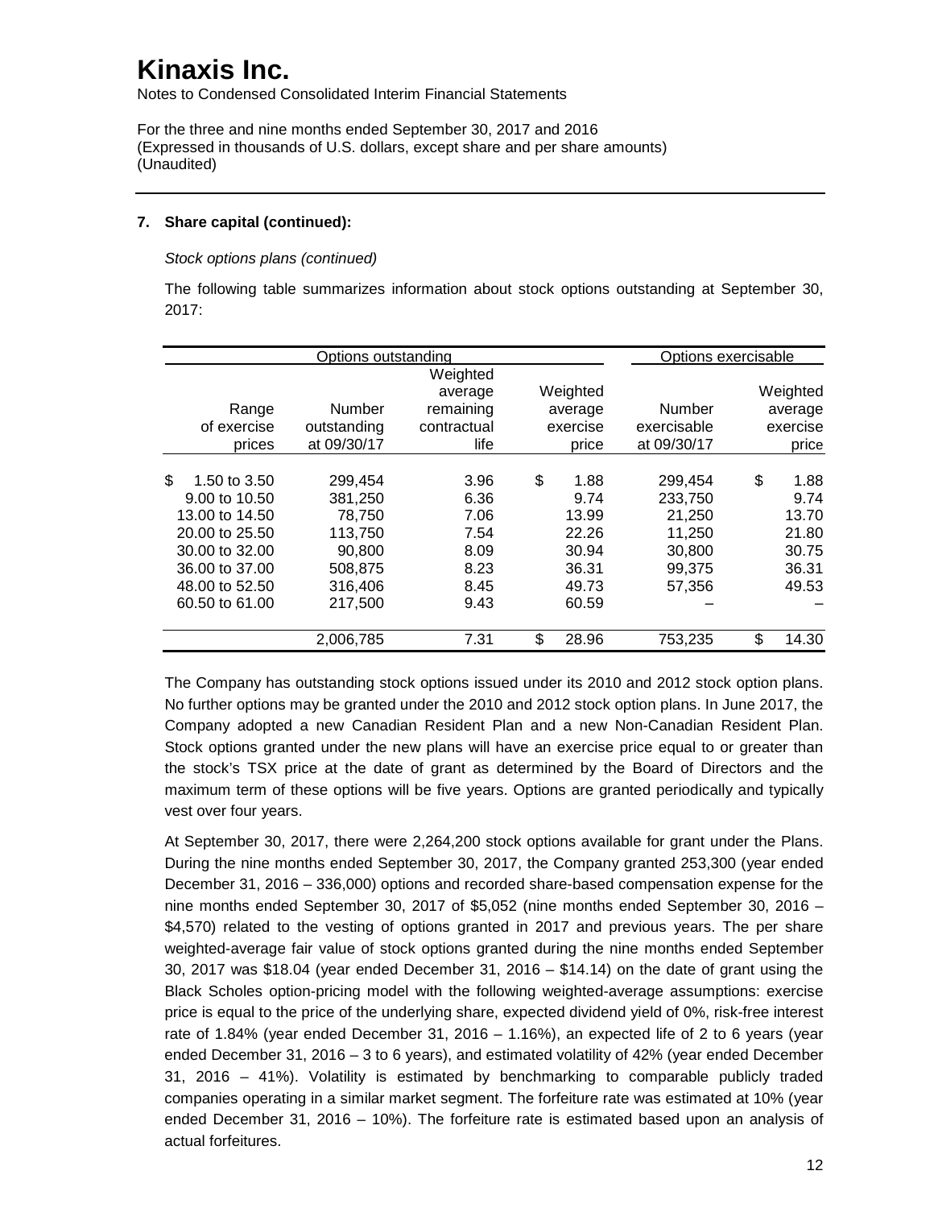# Kinaxis Inc.

Notes to Condensed Consolidated Interim Financial Statements

For the three and nine months ended September 30, 2017 and 2016
(Expressed in thousands of U.S. dollars, except share and per share amounts)
(Unaudited)

---

**7. Share capital (continued):**

*Stock options plans (continued)*

The following table summarizes information about stock options outstanding at September 30, 2017:

| Options outstanding | | | | Options exercisable | |
|---|---|---|---|---|---|
| Range of exercise prices | Number outstanding at 09/30/17 | Weighted average remaining contractual life | Weighted average exercise price | Number exercisable at 09/30/17 | Weighted average exercise price |
| $ 1.50 to 3.50 | 299,454 | 3.96 | $ 1.88 | 299,454 | $ 1.88 |
| 9.00 to 10.50 | 381,250 | 6.36 | 9.74 | 233,750 | 9.74 |
| 13.00 to 14.50 | 78,750 | 7.06 | 13.99 | 21,250 | 13.70 |
| 20.00 to 25.50 | 113,750 | 7.54 | 22.26 | 11,250 | 21.80 |
| 30.00 to 32.00 | 90,800 | 8.09 | 30.94 | 30,800 | 30.75 |
| 36.00 to 37.00 | 508,875 | 8.23 | 36.31 | 99,375 | 36.31 |
| 48.00 to 52.50 | 316,406 | 8.45 | 49.73 | 57,356 | 49.53 |
| 60.50 to 61.00 | 217,500 | 9.43 | 60.59 | – | – |
| | 2,006,785 | 7.31 | $ 28.96 | 753,235 | $ 14.30 |

The Company has outstanding stock options issued under its 2010 and 2012 stock option plans. No further options may be granted under the 2010 and 2012 stock option plans. In June 2017, the Company adopted a new Canadian Resident Plan and a new Non-Canadian Resident Plan. Stock options granted under the new plans will have an exercise price equal to or greater than the stock's TSX price at the date of grant as determined by the Board of Directors and the maximum term of these options will be five years. Options are granted periodically and typically vest over four years.

At September 30, 2017, there were 2,264,200 stock options available for grant under the Plans. During the nine months ended September 30, 2017, the Company granted 253,300 (year ended December 31, 2016 – 336,000) options and recorded share-based compensation expense for the nine months ended September 30, 2017 of $5,052 (nine months ended September 30, 2016 – $4,570) related to the vesting of options granted in 2017 and previous years. The per share weighted-average fair value of stock options granted during the nine months ended September 30, 2017 was $18.04 (year ended December 31, 2016 – $14.14) on the date of grant using the Black Scholes option-pricing model with the following weighted-average assumptions: exercise price is equal to the price of the underlying share, expected dividend yield of 0%, risk-free interest rate of 1.84% (year ended December 31, 2016 – 1.16%), an expected life of 2 to 6 years (year ended December 31, 2016 – 3 to 6 years), and estimated volatility of 42% (year ended December 31, 2016 – 41%). Volatility is estimated by benchmarking to comparable publicly traded companies operating in a similar market segment. The forfeiture rate was estimated at 10% (year ended December 31, 2016 – 10%). The forfeiture rate is estimated based upon an analysis of actual forfeitures.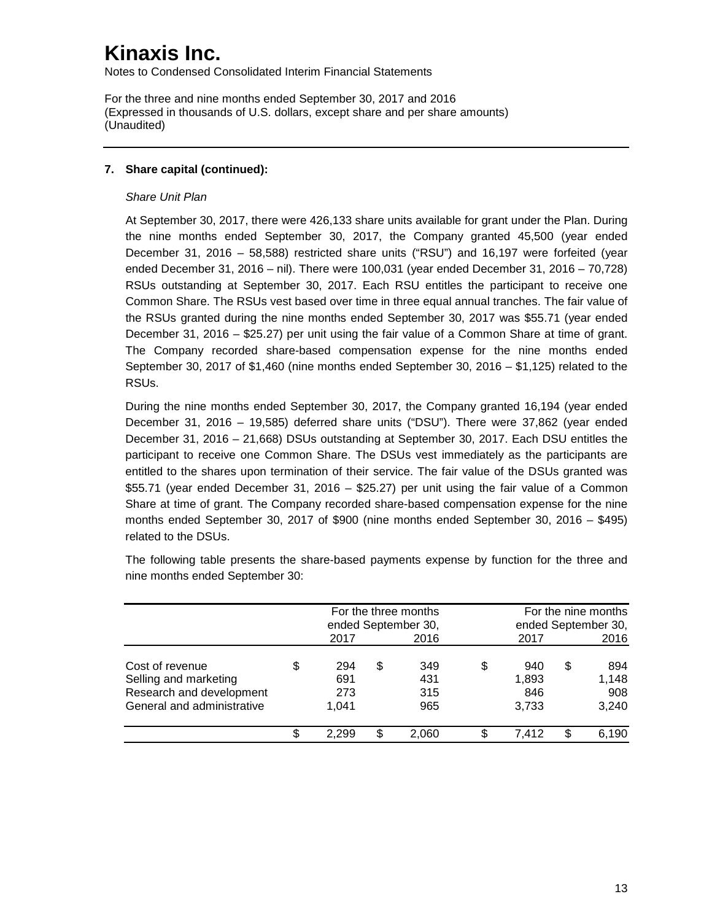# Kinaxis Inc.

Notes to Condensed Consolidated Interim Financial Statements

For the three and nine months ended September 30, 2017 and 2016
(Expressed in thousands of U.S. dollars, except share and per share amounts)
(Unaudited)

---

**7. Share capital (continued):**

*Share Unit Plan*

At September 30, 2017, there were 426,133 share units available for grant under the Plan. During the nine months ended September 30, 2017, the Company granted 45,500 (year ended December 31, 2016 – 58,588) restricted share units ("RSU") and 16,197 were forfeited (year ended December 31, 2016 – nil). There were 100,031 (year ended December 31, 2016 – 70,728) RSUs outstanding at September 30, 2017. Each RSU entitles the participant to receive one Common Share. The RSUs vest based over time in three equal annual tranches. The fair value of the RSUs granted during the nine months ended September 30, 2017 was $55.71 (year ended December 31, 2016 – $25.27) per unit using the fair value of a Common Share at time of grant. The Company recorded share-based compensation expense for the nine months ended September 30, 2017 of $1,460 (nine months ended September 30, 2016 – $1,125) related to the RSUs.

During the nine months ended September 30, 2017, the Company granted 16,194 (year ended December 31, 2016 – 19,585) deferred share units ("DSU"). There were 37,862 (year ended December 31, 2016 – 21,668) DSUs outstanding at September 30, 2017. Each DSU entitles the participant to receive one Common Share. The DSUs vest immediately as the participants are entitled to the shares upon termination of their service. The fair value of the DSUs granted was $55.71 (year ended December 31, 2016 – $25.27) per unit using the fair value of a Common Share at time of grant. The Company recorded share-based compensation expense for the nine months ended September 30, 2017 of $900 (nine months ended September 30, 2016 – $495) related to the DSUs.

The following table presents the share-based payments expense by function for the three and nine months ended September 30:

| | For the three months ended September 30, | | For the nine months ended September 30, | |
|---|---|---|---|---|
| | 2017 | 2016 | 2017 | 2016 |
| Cost of revenue | $ 294 | $ 349 | $ 940 | $ 894 |
| Selling and marketing | 691 | 431 | 1,893 | 1,148 |
| Research and development | 273 | 315 | 846 | 908 |
| General and administrative | 1,041 | 965 | 3,733 | 3,240 |
| | $ 2,299 | $ 2,060 | $ 7,412 | $ 6,190 |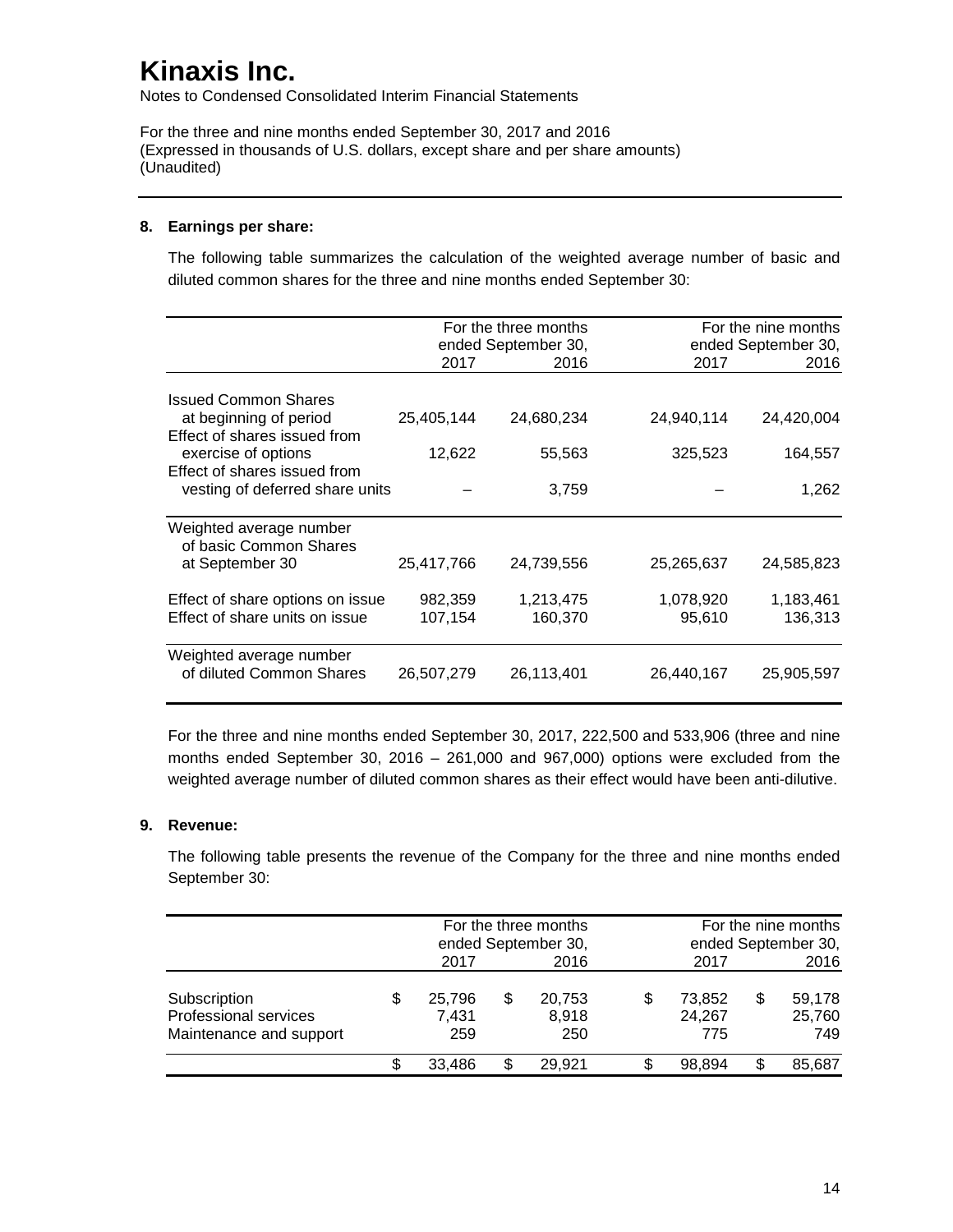# Kinaxis Inc.

Notes to Condensed Consolidated Interim Financial Statements

For the three and nine months ended September 30, 2017 and 2016
(Expressed in thousands of U.S. dollars, except share and per share amounts)
(Unaudited)

## 8. Earnings per share:

The following table summarizes the calculation of the weighted average number of basic and diluted common shares for the three and nine months ended September 30:

| | For the three months ended September 30, | | For the nine months ended September 30, | |
|---|---|---|---|---|
| | 2017 | 2016 | 2017 | 2016 |
| Issued Common Shares at beginning of period | 25,405,144 | 24,680,234 | 24,940,114 | 24,420,004 |
| Effect of shares issued from exercise of options | 12,622 | 55,563 | 325,523 | 164,557 |
| Effect of shares issued from vesting of deferred share units | – | 3,759 | – | 1,262 |
| Weighted average number of basic Common Shares at September 30 | 25,417,766 | 24,739,556 | 25,265,637 | 24,585,823 |
| Effect of share options on issue | 982,359 | 1,213,475 | 1,078,920 | 1,183,461 |
| Effect of share units on issue | 107,154 | 160,370 | 95,610 | 136,313 |
| Weighted average number of diluted Common Shares | 26,507,279 | 26,113,401 | 26,440,167 | 25,905,597 |

For the three and nine months ended September 30, 2017, 222,500 and 533,906 (three and nine months ended September 30, 2016 – 261,000 and 967,000) options were excluded from the weighted average number of diluted common shares as their effect would have been anti-dilutive.

## 9. Revenue:

The following table presents the revenue of the Company for the three and nine months ended September 30:

| | For the three months ended September 30, | | For the nine months ended September 30, | |
|---|---|---|---|---|
| | 2017 | 2016 | 2017 | 2016 |
| Subscription | $ 25,796 | $ 20,753 | $ 73,852 | $ 59,178 |
| Professional services | 7,431 | 8,918 | 24,267 | 25,760 |
| Maintenance and support | 259 | 250 | 775 | 749 |
| | $ 33,486 | $ 29,921 | $ 98,894 | $ 85,687 |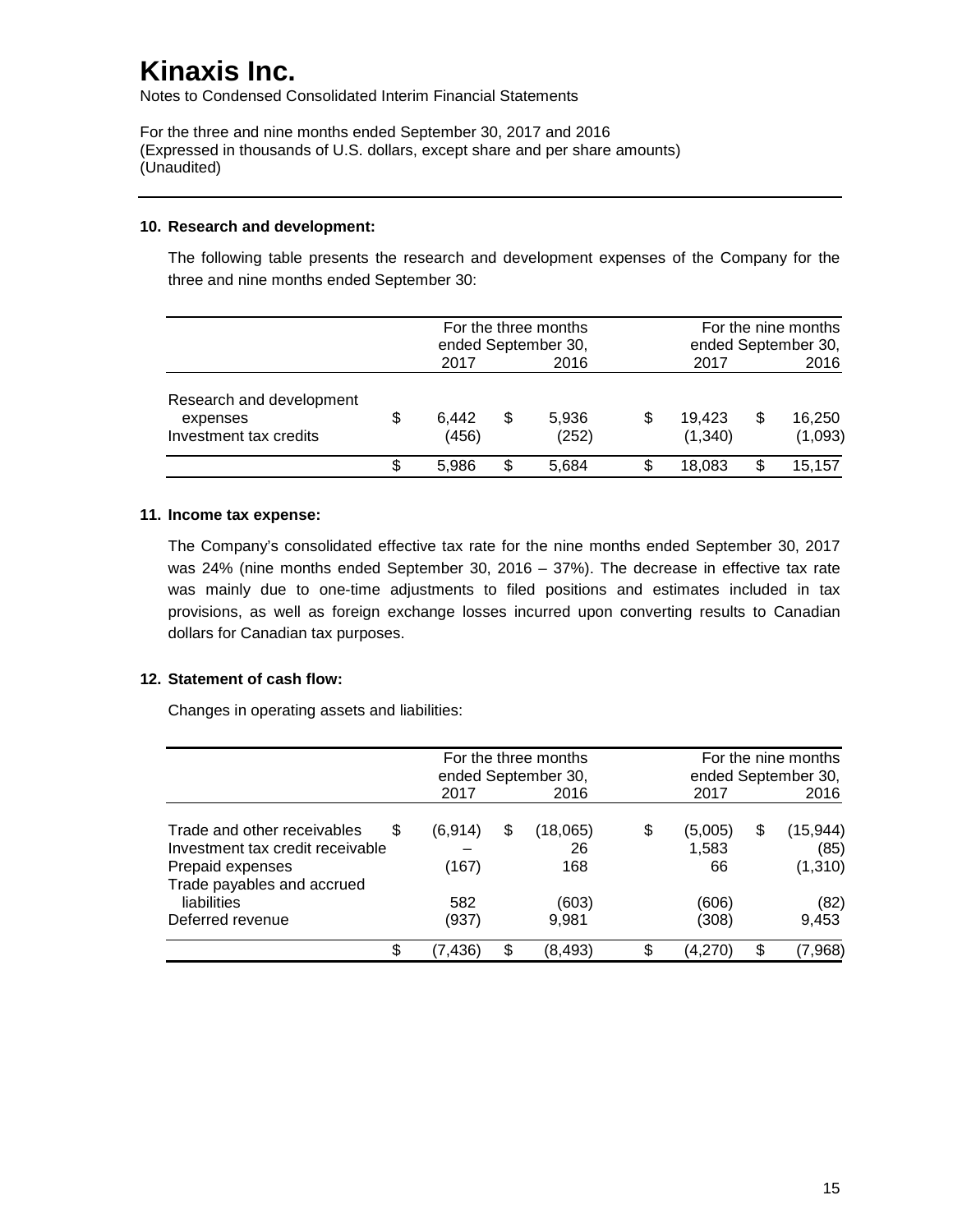# Kinaxis Inc.

Notes to Condensed Consolidated Interim Financial Statements

For the three and nine months ended September 30, 2017 and 2016
(Expressed in thousands of U.S. dollars, except share and per share amounts)
(Unaudited)

---

**10. Research and development:**

The following table presents the research and development expenses of the Company for the three and nine months ended September 30:

| | For the three months ended September 30, | | For the nine months ended September 30, | |
|---|---|---|---|---|
| | 2017 | 2016 | 2017 | 2016 |
| Research and development expenses | $ 6,442 | $ 5,936 | $ 19,423 | $ 16,250 |
| Investment tax credits | (456) | (252) | (1,340) | (1,093) |
| | $ 5,986 | $ 5,684 | $ 18,083 | $ 15,157 |

**11. Income tax expense:**

The Company's consolidated effective tax rate for the nine months ended September 30, 2017 was 24% (nine months ended September 30, 2016 – 37%). The decrease in effective tax rate was mainly due to one-time adjustments to filed positions and estimates included in tax provisions, as well as foreign exchange losses incurred upon converting results to Canadian dollars for Canadian tax purposes.

**12. Statement of cash flow:**

Changes in operating assets and liabilities:

| | For the three months ended September 30, | | For the nine months ended September 30, | |
|---|---|---|---|---|
| | 2017 | 2016 | 2017 | 2016 |
| Trade and other receivables | $ (6,914) | $ (18,065) | $ (5,005) | $ (15,944) |
| Investment tax credit receivable | – | 26 | 1,583 | (85) |
| Prepaid expenses | (167) | 168 | 66 | (1,310) |
| Trade payables and accrued liabilities | 582 | (603) | (606) | (82) |
| Deferred revenue | (937) | 9,981 | (308) | 9,453 |
| | $ (7,436) | $ (8,493) | $ (4,270) | $ (7,968) |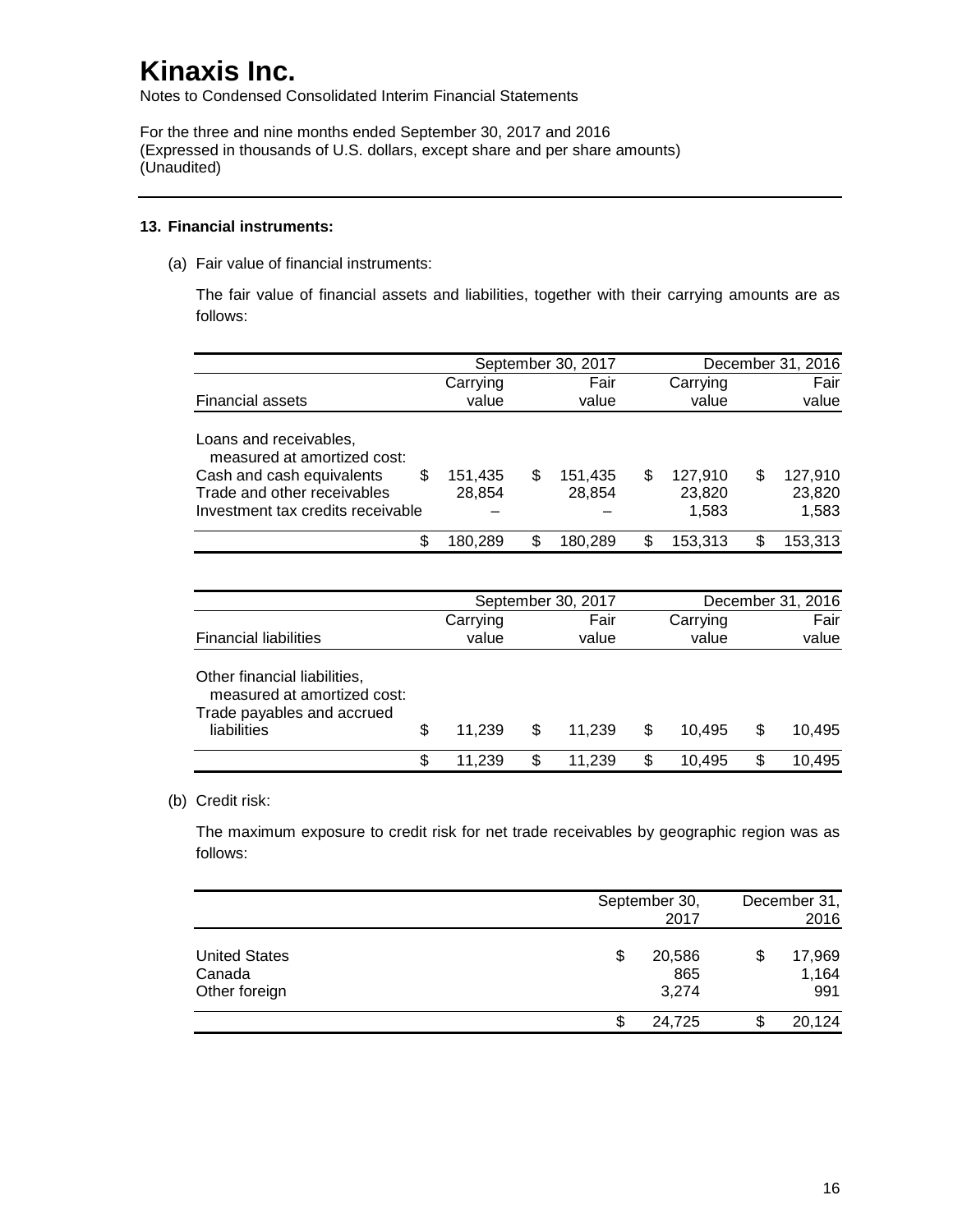# Kinaxis Inc.

Notes to Condensed Consolidated Interim Financial Statements

For the three and nine months ended September 30, 2017 and 2016
(Expressed in thousands of U.S. dollars, except share and per share amounts)
(Unaudited)

**13. Financial instruments:**

(a) Fair value of financial instruments:

The fair value of financial assets and liabilities, together with their carrying amounts are as follows:

| | September 30, 2017 | | December 31, 2016 | |
|---|---|---|---|---|
| Financial assets | Carrying value | Fair value | Carrying value | Fair value |
| Loans and receivables, measured at amortized cost: | | | | |
| Cash and cash equivalents | $ 151,435 | $ 151,435 | $ 127,910 | $ 127,910 |
| Trade and other receivables | 28,854 | 28,854 | 23,820 | 23,820 |
| Investment tax credits receivable | – | – | 1,583 | 1,583 |
| | $ 180,289 | $ 180,289 | $ 153,313 | $ 153,313 |

| | September 30, 2017 | | December 31, 2016 | |
|---|---|---|---|---|
| Financial liabilities | Carrying value | Fair value | Carrying value | Fair value |
| Other financial liabilities, measured at amortized cost: | | | | |
| Trade payables and accrued liabilities | $ 11,239 | $ 11,239 | $ 10,495 | $ 10,495 |
| | $ 11,239 | $ 11,239 | $ 10,495 | $ 10,495 |

(b) Credit risk:

The maximum exposure to credit risk for net trade receivables by geographic region was as follows:

| | September 30, 2017 | December 31, 2016 |
|---|---|---|
| United States | $ 20,586 | $ 17,969 |
| Canada | 865 | 1,164 |
| Other foreign | 3,274 | 991 |
| | $ 24,725 | $ 20,124 |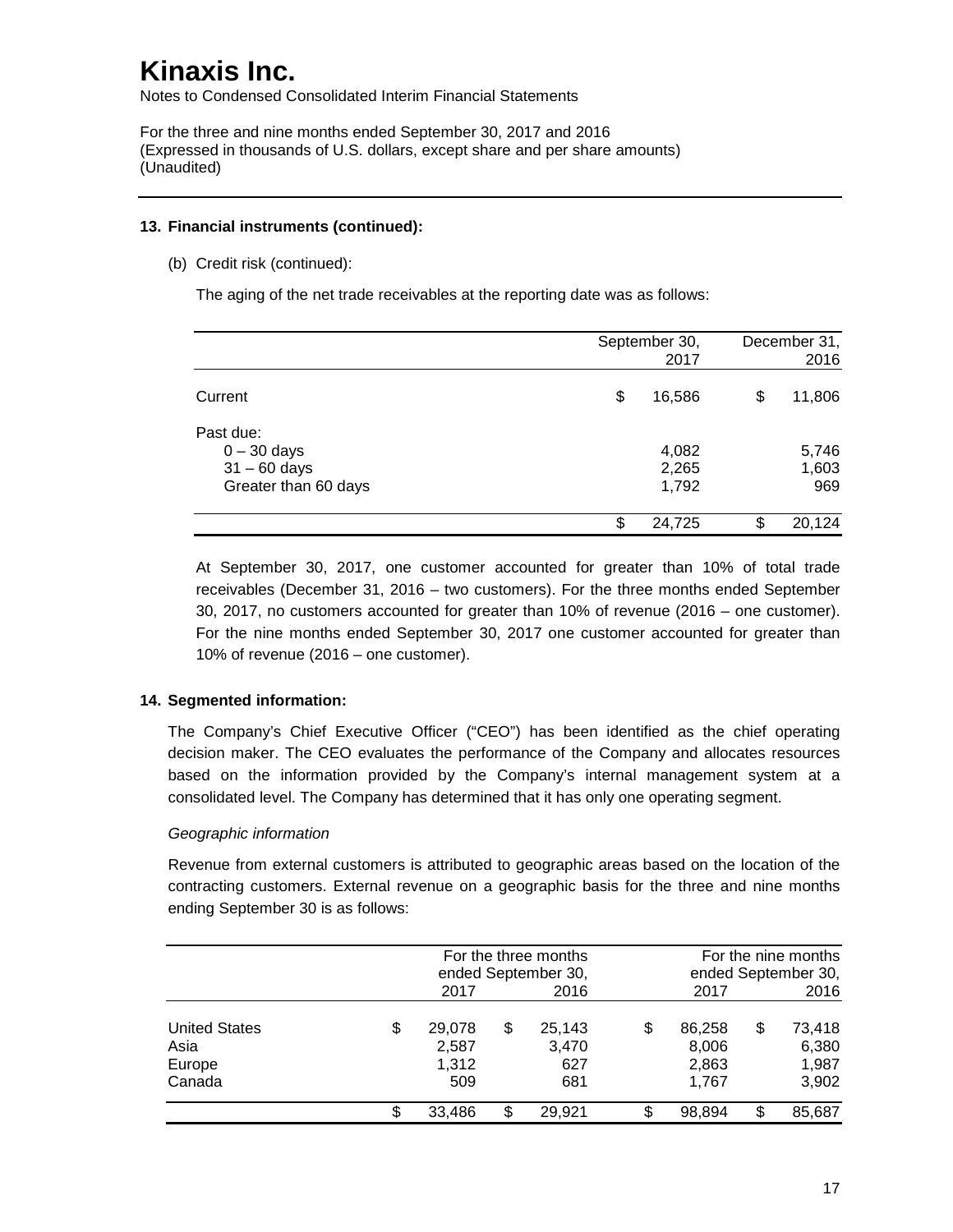# Kinaxis Inc.

Notes to Condensed Consolidated Interim Financial Statements

For the three and nine months ended September 30, 2017 and 2016
(Expressed in thousands of U.S. dollars, except share and per share amounts)
(Unaudited)

**13. Financial instruments (continued):**

(b) Credit risk (continued):

The aging of the net trade receivables at the reporting date was as follows:

| | September 30, 2017 | December 31, 2016 |
|---|---|---|
| Current | $ 16,586 | $ 11,806 |
| Past due: | | |
| 0 – 30 days | 4,082 | 5,746 |
| 31 – 60 days | 2,265 | 1,603 |
| Greater than 60 days | 1,792 | 969 |
| | $ 24,725 | $ 20,124 |

At September 30, 2017, one customer accounted for greater than 10% of total trade receivables (December 31, 2016 – two customers). For the three months ended September 30, 2017, no customers accounted for greater than 10% of revenue (2016 – one customer). For the nine months ended September 30, 2017 one customer accounted for greater than 10% of revenue (2016 – one customer).

**14. Segmented information:**

The Company's Chief Executive Officer ("CEO") has been identified as the chief operating decision maker. The CEO evaluates the performance of the Company and allocates resources based on the information provided by the Company's internal management system at a consolidated level. The Company has determined that it has only one operating segment.

*Geographic information*

Revenue from external customers is attributed to geographic areas based on the location of the contracting customers. External revenue on a geographic basis for the three and nine months ending September 30 is as follows:

| | For the three months ended September 30, | | For the nine months ended September 30, | |
|---|---|---|---|---|
| | 2017 | 2016 | 2017 | 2016 |
| United States | $ 29,078 | $ 25,143 | $ 86,258 | $ 73,418 |
| Asia | 2,587 | 3,470 | 8,006 | 6,380 |
| Europe | 1,312 | 627 | 2,863 | 1,987 |
| Canada | 509 | 681 | 1,767 | 3,902 |
| | $ 33,486 | $ 29,921 | $ 98,894 | $ 85,687 |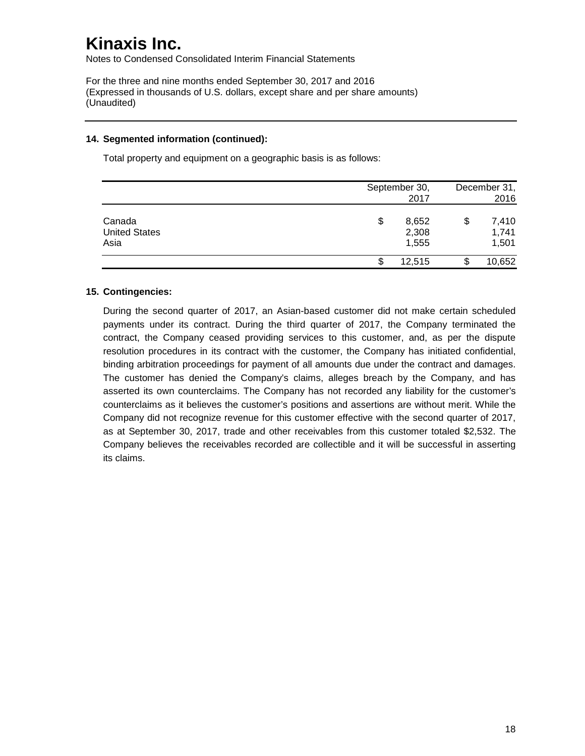# Kinaxis Inc.

Notes to Condensed Consolidated Interim Financial Statements

For the three and nine months ended September 30, 2017 and 2016
(Expressed in thousands of U.S. dollars, except share and per share amounts)
(Unaudited)

**14. Segmented information (continued):**

Total property and equipment on a geographic basis is as follows:

| | September 30, 2017 | December 31, 2016 |
|---|---|---|
| Canada | $ 8,652 | $ 7,410 |
| United States | 2,308 | 1,741 |
| Asia | 1,555 | 1,501 |
| | $ 12,515 | $ 10,652 |

**15. Contingencies:**

During the second quarter of 2017, an Asian-based customer did not make certain scheduled payments under its contract. During the third quarter of 2017, the Company terminated the contract, the Company ceased providing services to this customer, and, as per the dispute resolution procedures in its contract with the customer, the Company has initiated confidential, binding arbitration proceedings for payment of all amounts due under the contract and damages. The customer has denied the Company's claims, alleges breach by the Company, and has asserted its own counterclaims. The Company has not recorded any liability for the customer's counterclaims as it believes the customer's positions and assertions are without merit. While the Company did not recognize revenue for this customer effective with the second quarter of 2017, as at September 30, 2017, trade and other receivables from this customer totaled $2,532. The Company believes the receivables recorded are collectible and it will be successful in asserting its claims.